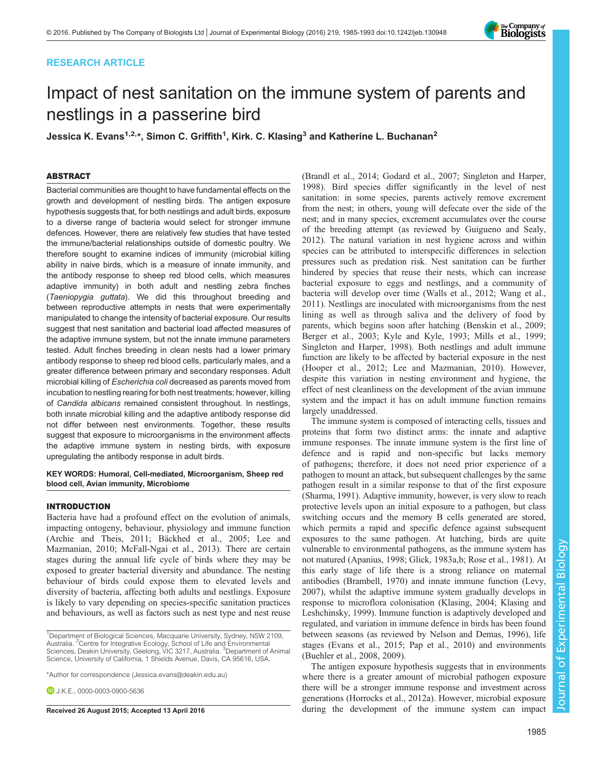RESEARCH ARTICLE

# Impact of nest sanitation on the immune system of parents and nestlings in a passerine bird

Jessica K. Evans[1,2,*], Simon C. Griffith[1], Kirk. C. Klasing[3] and Katherine L. Buchanan[2]

## ABSTRACT

Bacterial communities are thought to have fundamental effects on the growth and development of nestling birds. The antigen exposure hypothesis suggests that, for both nestlings and adult birds, exposure to a diverse range of bacteria would select for stronger immune defences. However, there are relatively few studies that have tested the immune/bacterial relationships outside of domestic poultry. We therefore sought to examine indices of immunity (microbial killing ability in naive birds, which is a measure of innate immunity, and the antibody response to sheep red blood cells, which measures adaptive immunity) in both adult and nestling zebra finches (*Taeniopygia guttata*). We did this throughout breeding and between reproductive attempts in nests that were experimentally manipulated to change the intensity of bacterial exposure. Our results suggest that nest sanitation and bacterial load affected measures of the adaptive immune system, but not the innate immune parameters tested. Adult finches breeding in clean nests had a lower primary antibody response to sheep red blood cells, particularly males, and a greater difference between primary and secondary responses. Adult microbial killing of *Escherichia coli* decreased as parents moved from incubation to nestling rearing for both nest treatments; however, killing of *Candida albicans* remained consistent throughout. In nestlings, both innate microbial killing and the adaptive antibody response did not differ between nest environments. Together, these results suggest that exposure to microorganisms in the environment affects the adaptive immune system in nesting birds, with exposure upregulating the antibody response in adult birds.

**KEY WORDS: Humoral, Cell-mediated, Microorganism, Sheep red blood cell, Avian immunity, Microbiome**

## INTRODUCTION

Bacteria have had a profound effect on the evolution of animals, impacting ontogeny, behaviour, physiology and immune function (Archie and Theis, 2011; Bäckhed et al., 2005; Lee and Mazmanian, 2010; McFall-Ngai et al., 2013). There are certain stages during the annual life cycle of birds where they may be exposed to greater bacterial diversity and abundance. The nesting behaviour of birds could expose them to elevated levels and diversity of bacteria, affecting both adults and nestlings. Exposure is likely to vary depending on species-specific sanitation practices and behaviours, as well as factors such as nest type and nest reuse (Brandl et al., 2014; Godard et al., 2007; Singleton and Harper, 1998). Bird species differ significantly in the level of nest sanitation: in some species, parents actively remove excrement from the nest; in others, young will defecate over the side of the nest; and in many species, excrement accumulates over the course of the breeding attempt (as reviewed by Guigueno and Sealy, 2012). The natural variation in nest hygiene across and within species can be attributed to interspecific differences in selection pressures such as predation risk. Nest sanitation can be further hindered by species that reuse their nests, which can increase bacterial exposure to eggs and nestlings, and a community of bacteria will develop over time (Walls et al., 2012; Wang et al., 2011). Nestlings are inoculated with microorganisms from the nest lining as well as through saliva and the delivery of food by parents, which begins soon after hatching (Benskin et al., 2009; Berger et al., 2003; Kyle and Kyle, 1993; Mills et al., 1999; Singleton and Harper, 1998). Both nestlings and adult immune function are likely to be affected by bacterial exposure in the nest (Hooper et al., 2012; Lee and Mazmanian, 2010). However, despite this variation in nesting environment and hygiene, the effect of nest cleanliness on the development of the avian immune system and the impact it has on adult immune function remains largely unaddressed.

The immune system is composed of interacting cells, tissues and proteins that form two distinct arms: the innate and adaptive immune responses. The innate immune system is the first line of defence and is rapid and non-specific but lacks memory of pathogens; therefore, it does not need prior experience of a pathogen to mount an attack, but subsequent challenges by the same pathogen result in a similar response to that of the first exposure (Sharma, 1991). Adaptive immunity, however, is very slow to reach protective levels upon an initial exposure to a pathogen, but class switching occurs and the memory B cells generated are stored, which permits a rapid and specific defence against subsequent exposures to the same pathogen. At hatching, birds are quite vulnerable to environmental pathogens, as the immune system has not matured (Apanius, 1998; Glick, 1983a,b; Rose et al., 1981). At this early stage of life there is a strong reliance on maternal antibodies (Brambell, 1970) and innate immune function (Levy, 2007), whilst the adaptive immune system gradually develops in response to microflora colonisation (Klasing, 2004; Klasing and Leshchinsky, 1999). Immune function is adaptively developed and regulated, and variation in immune defence in birds has been found between seasons (as reviewed by Nelson and Demas, 1996), life stages (Evans et al., 2015; Pap et al., 2010) and environments (Buehler et al., 2008, 2009).

The antigen exposure hypothesis suggests that in environments where there is a greater amount of microbial pathogen exposure there will be a stronger immune response and investment across generations (Horrocks et al., 2012a). However, microbial exposure during the development of the immune system can impact

[1]Department of Biological Sciences, Macquarie University, Sydney, NSW 2109, Australia. [2]Centre for Integrative Ecology, School of Life and Environmental Sciences, Deakin University, Geelong, VIC 3217, Australia. [3]Department of Animal Science, University of California, 1 Shields Avenue, Davis, CA 95616, USA.

*Author for correspondence (Jessica.evans@deakin.edu.au)

J.K.E., 0000-0003-0900-5636

Received 26 August 2015; Accepted 13 April 2016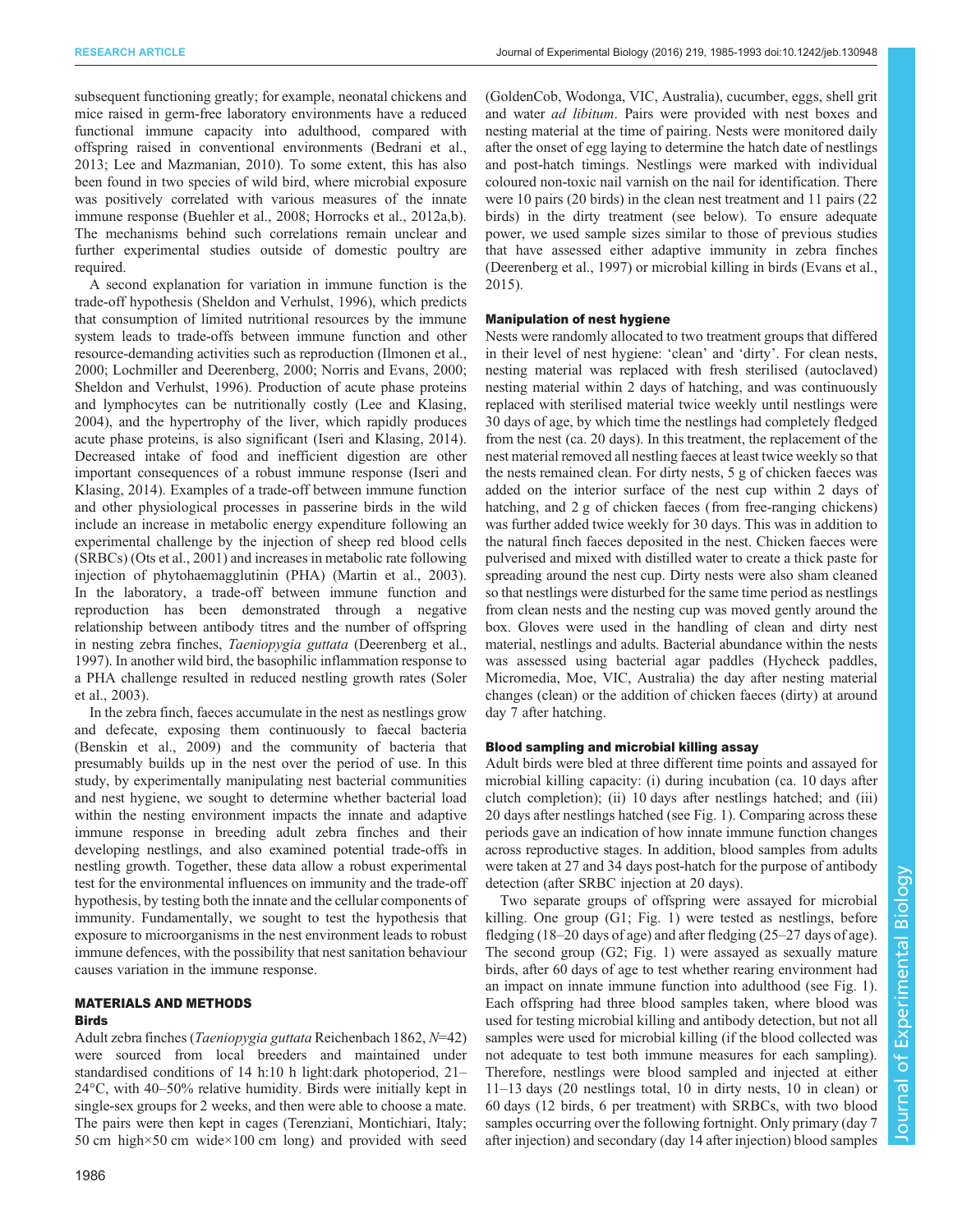subsequent functioning greatly; for example, neonatal chickens and mice raised in germ-free laboratory environments have a reduced functional immune capacity into adulthood, compared with offspring raised in conventional environments (Bedrani et al., 2013; Lee and Mazmanian, 2010). To some extent, this has also been found in two species of wild bird, where microbial exposure was positively correlated with various measures of the innate immune response (Buehler et al., 2008; Horrocks et al., 2012a,b). The mechanisms behind such correlations remain unclear and further experimental studies outside of domestic poultry are required.

A second explanation for variation in immune function is the trade-off hypothesis (Sheldon and Verhulst, 1996), which predicts that consumption of limited nutritional resources by the immune system leads to trade-offs between immune function and other resource-demanding activities such as reproduction (Ilmonen et al., 2000; Lochmiller and Deerenberg, 2000; Norris and Evans, 2000; Sheldon and Verhulst, 1996). Production of acute phase proteins and lymphocytes can be nutritionally costly (Lee and Klasing, 2004), and the hypertrophy of the liver, which rapidly produces acute phase proteins, is also significant (Iseri and Klasing, 2014). Decreased intake of food and inefficient digestion are other important consequences of a robust immune response (Iseri and Klasing, 2014). Examples of a trade-off between immune function and other physiological processes in passerine birds in the wild include an increase in metabolic energy expenditure following an experimental challenge by the injection of sheep red blood cells (SRBCs) (Ots et al., 2001) and increases in metabolic rate following injection of phytohaemagglutinin (PHA) (Martin et al., 2003). In the laboratory, a trade-off between immune function and reproduction has been demonstrated through a negative relationship between antibody titres and the number of offspring in nesting zebra finches, *Taeniopygia guttata* (Deerenberg et al., 1997). In another wild bird, the basophilic inflammation response to a PHA challenge resulted in reduced nestling growth rates (Soler et al., 2003).

In the zebra finch, faeces accumulate in the nest as nestlings grow and defecate, exposing them continuously to faecal bacteria (Benskin et al., 2009) and the community of bacteria that presumably builds up in the nest over the period of use. In this study, by experimentally manipulating nest bacterial communities and nest hygiene, we sought to determine whether bacterial load within the nesting environment impacts the innate and adaptive immune response in breeding adult zebra finches and their developing nestlings, and also examined potential trade-offs in nestling growth. Together, these data allow a robust experimental test for the environmental influences on immunity and the trade-off hypothesis, by testing both the innate and the cellular components of immunity. Fundamentally, we sought to test the hypothesis that exposure to microorganisms in the nest environment leads to robust immune defences, with the possibility that nest sanitation behaviour causes variation in the immune response.

## MATERIALS AND METHODS

### Birds

Adult zebra finches (*Taeniopygia guttata* Reichenbach 1862, *N*=42) were sourced from local breeders and maintained under standardised conditions of 14 h:10 h light:dark photoperiod, 21–24°C, with 40–50% relative humidity. Birds were initially kept in single-sex groups for 2 weeks, and then were able to choose a mate. The pairs were then kept in cages (Terenziani, Montichiari, Italy; 50 cm high×50 cm wide×100 cm long) and provided with seed (GoldenCob, Wodonga, VIC, Australia), cucumber, eggs, shell grit and water *ad libitum*. Pairs were provided with nest boxes and nesting material at the time of pairing. Nests were monitored daily after the onset of egg laying to determine the hatch date of nestlings and post-hatch timings. Nestlings were marked with individual coloured non-toxic nail varnish on the nail for identification. There were 10 pairs (20 birds) in the clean nest treatment and 11 pairs (22 birds) in the dirty treatment (see below). To ensure adequate power, we used sample sizes similar to those of previous studies that have assessed either adaptive immunity in zebra finches (Deerenberg et al., 1997) or microbial killing in birds (Evans et al., 2015).

### Manipulation of nest hygiene

Nests were randomly allocated to two treatment groups that differed in their level of nest hygiene: 'clean' and 'dirty'. For clean nests, nesting material was replaced with fresh sterilised (autoclaved) nesting material within 2 days of hatching, and was continuously replaced with sterilised material twice weekly until nestlings were 30 days of age, by which time the nestlings had completely fledged from the nest (ca. 20 days). In this treatment, the replacement of the nest material removed all nestling faeces at least twice weekly so that the nests remained clean. For dirty nests, 5 g of chicken faeces was added on the interior surface of the nest cup within 2 days of hatching, and 2 g of chicken faeces (from free-ranging chickens) was further added twice weekly for 30 days. This was in addition to the natural finch faeces deposited in the nest. Chicken faeces were pulverised and mixed with distilled water to create a thick paste for spreading around the nest cup. Dirty nests were also sham cleaned so that nestlings were disturbed for the same time period as nestlings from clean nests and the nesting cup was moved gently around the box. Gloves were used in the handling of clean and dirty nest material, nestlings and adults. Bacterial abundance within the nests was assessed using bacterial agar paddles (Hycheck paddles, Micromedia, Moe, VIC, Australia) the day after nesting material changes (clean) or the addition of chicken faeces (dirty) at around day 7 after hatching.

### Blood sampling and microbial killing assay

Adult birds were bled at three different time points and assayed for microbial killing capacity: (i) during incubation (ca. 10 days after clutch completion); (ii) 10 days after nestlings hatched; and (iii) 20 days after nestlings hatched (see Fig. 1). Comparing across these periods gave an indication of how innate immune function changes across reproductive stages. In addition, blood samples from adults were taken at 27 and 34 days post-hatch for the purpose of antibody detection (after SRBC injection at 20 days).

Two separate groups of offspring were assayed for microbial killing. One group (G1; Fig. 1) were tested as nestlings, before fledging (18–20 days of age) and after fledging (25–27 days of age). The second group (G2; Fig. 1) were assayed as sexually mature birds, after 60 days of age to test whether rearing environment had an impact on innate immune function into adulthood (see Fig. 1). Each offspring had three blood samples taken, where blood was used for testing microbial killing and antibody detection, but not all samples were used for microbial killing (if the blood collected was not adequate to test both immune measures for each sampling). Therefore, nestlings were blood sampled and injected at either 11–13 days (20 nestlings total, 10 in dirty nests, 10 in clean) or 60 days (12 birds, 6 per treatment) with SRBCs, with two blood samples occurring over the following fortnight. Only primary (day 7 after injection) and secondary (day 14 after injection) blood samples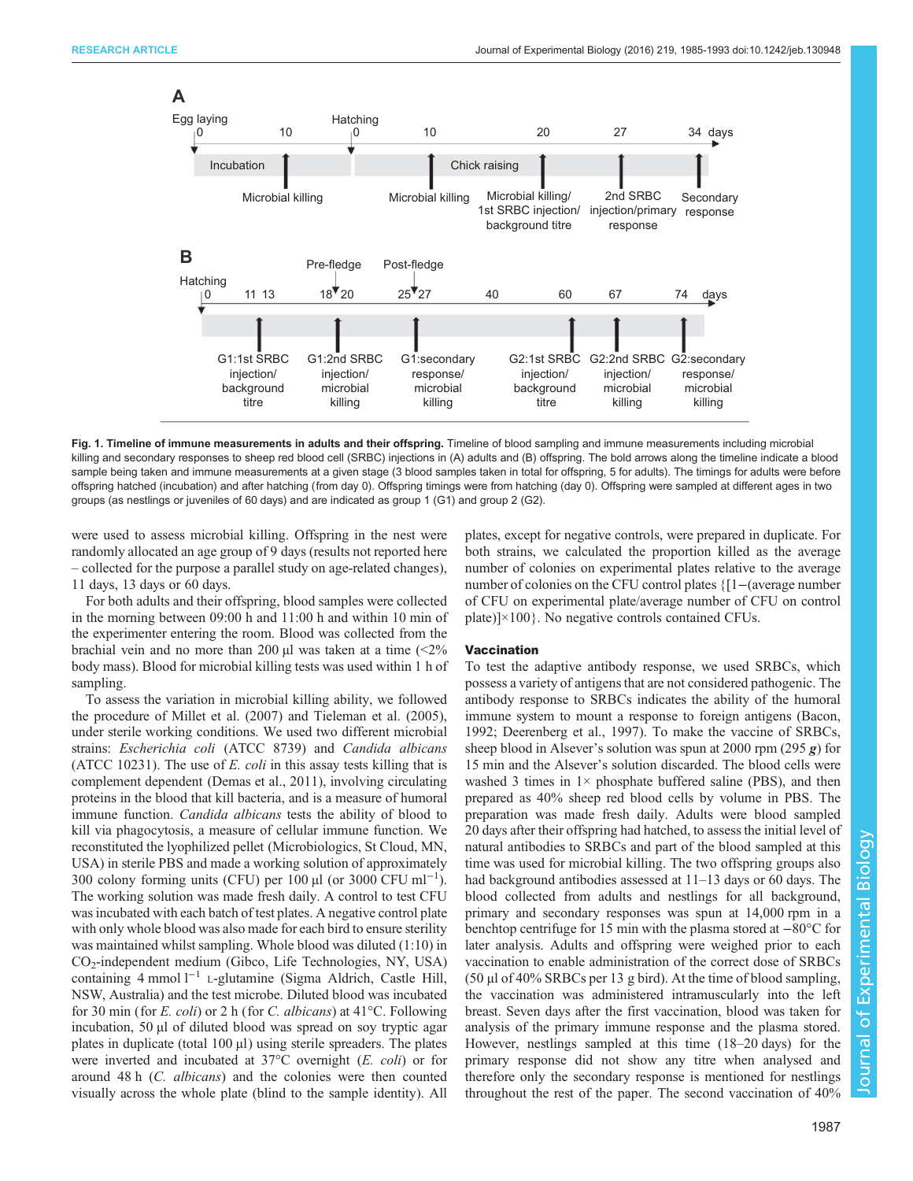**Fig. 1. Timeline of immune measurements in adults and their offspring.** Timeline of blood sampling and immune measurements including microbial killing and secondary responses to sheep red blood cell (SRBC) injections in (A) adults and (B) offspring. The bold arrows along the timeline indicate a blood sample being taken and immune measurements at a given stage (3 blood samples taken in total for offspring, 5 for adults). The timings for adults were before offspring hatched (incubation) and after hatching (from day 0). Offspring timings were from hatching (day 0). Offspring were sampled at different ages in two groups (as nestlings or juveniles of 60 days) and are indicated as group 1 (G1) and group 2 (G2).

were used to assess microbial killing. Offspring in the nest were randomly allocated an age group of 9 days (results not reported here – collected for the purpose a parallel study on age-related changes), 11 days, 13 days or 60 days.

For both adults and their offspring, blood samples were collected in the morning between 09:00 h and 11:00 h and within 10 min of the experimenter entering the room. Blood was collected from the brachial vein and no more than 200 µl was taken at a time (<2% body mass). Blood for microbial killing tests was used within 1 h of sampling.

To assess the variation in microbial killing ability, we followed the procedure of Millet et al. (2007) and Tieleman et al. (2005), under sterile working conditions. We used two different microbial strains: *Escherichia coli* (ATCC 8739) and *Candida albicans* (ATCC 10231). The use of *E. coli* in this assay tests killing that is complement dependent (Demas et al., 2011), involving circulating proteins in the blood that kill bacteria, and is a measure of humoral immune function. *Candida albicans* tests the ability of blood to kill via phagocytosis, a measure of cellular immune function. We reconstituted the lyophilized pellet (Microbiologics, St Cloud, MN, USA) in sterile PBS and made a working solution of approximately 300 colony forming units (CFU) per 100 µl (or 3000 CFU $ml^{-1}$). The working solution was made fresh daily. A control to test CFU was incubated with each batch of test plates. A negative control plate with only whole blood was also made for each bird to ensure sterility was maintained whilst sampling. Whole blood was diluted (1:10) in $CO_2$-independent medium (Gibco, Life Technologies, NY, USA) containing 4 mmol $l^{-1}$ L-glutamine (Sigma Aldrich, Castle Hill, NSW, Australia) and the test microbe. Diluted blood was incubated for 30 min (for *E. coli*) or 2 h (for *C. albicans*) at 41°C. Following incubation, 50 µl of diluted blood was spread on soy tryptic agar plates in duplicate (total 100 µl) using sterile spreaders. The plates were inverted and incubated at 37°C overnight (*E. coli*) or for around 48 h (*C. albicans*) and the colonies were then counted visually across the whole plate (blind to the sample identity). All plates, except for negative controls, were prepared in duplicate. For both strains, we calculated the proportion killed as the average number of colonies on experimental plates relative to the average number of colonies on the CFU control plates {[1−(average number of CFU on experimental plate/average number of CFU on control plate)]×100}. No negative controls contained CFUs.

## Vaccination

To test the adaptive antibody response, we used SRBCs, which possess a variety of antigens that are not considered pathogenic. The antibody response to SRBCs indicates the ability of the humoral immune system to mount a response to foreign antigens (Bacon, 1992; Deerenberg et al., 1997). To make the vaccine of SRBCs, sheep blood in Alsever's solution was spun at 2000 rpm (295 ***g***) for 15 min and the Alsever's solution discarded. The blood cells were washed 3 times in 1× phosphate buffered saline (PBS), and then prepared as 40% sheep red blood cells by volume in PBS. The preparation was made fresh daily. Adults were blood sampled 20 days after their offspring had hatched, to assess the initial level of natural antibodies to SRBCs and part of the blood sampled at this time was used for microbial killing. The two offspring groups also had background antibodies assessed at 11–13 days or 60 days. The blood collected from adults and nestlings for all background, primary and secondary responses was spun at 14,000 rpm in a benchtop centrifuge for 15 min with the plasma stored at −80°C for later analysis. Adults and offspring were weighed prior to each vaccination to enable administration of the correct dose of SRBCs (50 µl of 40% SRBCs per 13 g bird). At the time of blood sampling, the vaccination was administered intramuscularly into the left breast. Seven days after the first vaccination, blood was taken for analysis of the primary immune response and the plasma stored. However, nestlings sampled at this time (18–20 days) for the primary response did not show any titre when analysed and therefore only the secondary response is mentioned for nestlings throughout the rest of the paper. The second vaccination of 40%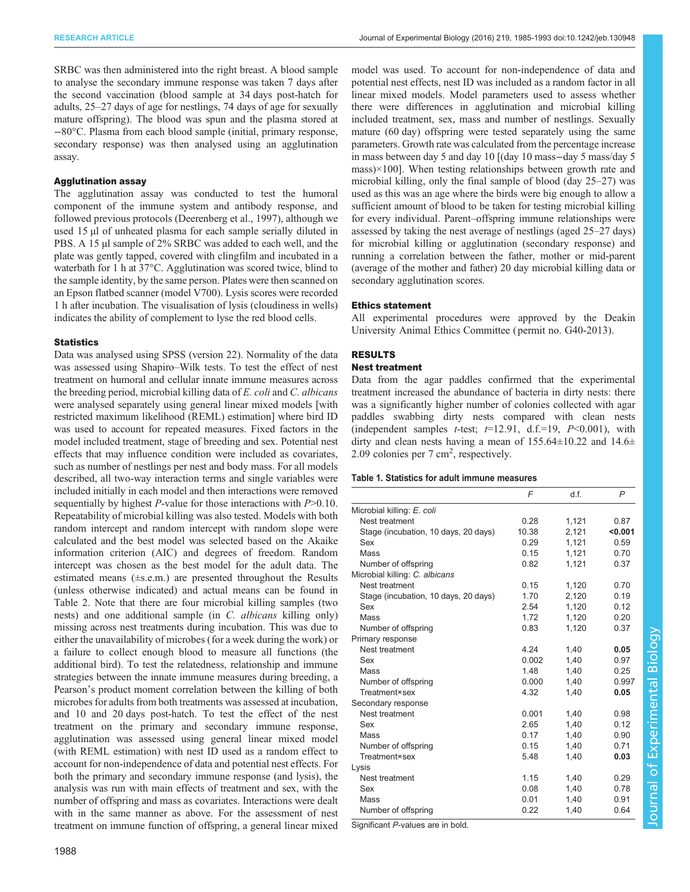SRBC was then administered into the right breast. A blood sample to analyse the secondary immune response was taken 7 days after the second vaccination (blood sample at 34 days post-hatch for adults, 25–27 days of age for nestlings, 74 days of age for sexually mature offspring). The blood was spun and the plasma stored at −80°C. Plasma from each blood sample (initial, primary response, secondary response) was then analysed using an agglutination assay.

### Agglutination assay

The agglutination assay was conducted to test the humoral component of the immune system and antibody response, and followed previous protocols (Deerenberg et al., 1997), although we used 15 µl of unheated plasma for each sample serially diluted in PBS. A 15 µl sample of 2% SRBC was added to each well, and the plate was gently tapped, covered with clingfilm and incubated in a waterbath for 1 h at 37°C. Agglutination was scored twice, blind to the sample identity, by the same person. Plates were then scanned on an Epson flatbed scanner (model V700). Lysis scores were recorded 1 h after incubation. The visualisation of lysis (cloudiness in wells) indicates the ability of complement to lyse the red blood cells.

### Statistics

Data was analysed using SPSS (version 22). Normality of the data was assessed using Shapiro–Wilk tests. To test the effect of nest treatment on humoral and cellular innate immune measures across the breeding period, microbial killing data of *E. coli* and *C. albicans* were analysed separately using general linear mixed models [with restricted maximum likelihood (REML) estimation] where bird ID was used to account for repeated measures. Fixed factors in the model included treatment, stage of breeding and sex. Potential nest effects that may influence condition were included as covariates, such as number of nestlings per nest and body mass. For all models described, all two-way interaction terms and single variables were included initially in each model and then interactions were removed sequentially by highest *P*-value for those interactions with *P*>0.10. Repeatability of microbial killing was also tested. Models with both random intercept and random intercept with random slope were calculated and the best model was selected based on the Akaike information criterion (AIC) and degrees of freedom. Random intercept was chosen as the best model for the adult data. The estimated means (±s.e.m.) are presented throughout the Results (unless otherwise indicated) and actual means can be found in Table 2. Note that there are four microbial killing samples (two nests) and one additional sample (in *C. albicans* killing only) missing across nest treatments during incubation. This was due to either the unavailability of microbes (for a week during the work) or a failure to collect enough blood to measure all functions (the additional bird). To test the relatedness, relationship and immune strategies between the innate immune measures during breeding, a Pearson's product moment correlation between the killing of both microbes for adults from both treatments was assessed at incubation, and 10 and 20 days post-hatch. To test the effect of the nest treatment on the primary and secondary immune response, agglutination was assessed using general linear mixed model (with REML estimation) with nest ID used as a random effect to account for non-independence of data and potential nest effects. For both the primary and secondary immune response (and lysis), the analysis was run with main effects of treatment and sex, with the number of offspring and mass as covariates. Interactions were dealt with in the same manner as above. For the assessment of nest treatment on immune function of offspring, a general linear mixed model was used. To account for non-independence of data and potential nest effects, nest ID was included as a random factor in all linear mixed models. Model parameters used to assess whether there were differences in agglutination and microbial killing included treatment, sex, mass and number of nestlings. Sexually mature (60 day) offspring were tested separately using the same parameters. Growth rate was calculated from the percentage increase in mass between day 5 and day 10 [(day 10 mass−day 5 mass/day 5 mass)×100]. When testing relationships between growth rate and microbial killing, only the final sample of blood (day 25–27) was used as this was an age where the birds were big enough to allow a sufficient amount of blood to be taken for testing microbial killing for every individual. Parent–offspring immune relationships were assessed by taking the nest average of nestlings (aged 25–27 days) for microbial killing or agglutination (secondary response) and running a correlation between the father, mother or mid-parent (average of the mother and father) 20 day microbial killing data or secondary agglutination scores.

### Ethics statement

All experimental procedures were approved by the Deakin University Animal Ethics Committee (permit no. G40-2013).

## RESULTS

### Nest treatment

Data from the agar paddles confirmed that the experimental treatment increased the abundance of bacteria in dirty nests: there was a significantly higher number of colonies collected with agar paddles swabbing dirty nests compared with clean nests (independent samples *t*-test; $t$=12.91, d.f.=19, $P$<0.001), with dirty and clean nests having a mean of 155.64±10.22 and 14.6±2.09 colonies per 7 $cm^2$, respectively.

**Table 1. Statistics for adult immune measures**

| | *F* | d.f. | *P* |
|---|---|---|---|
| Microbial killing: *E. coli* | | | |
| Nest treatment | 0.28 | 1,121 | 0.87 |
| Stage (incubation, 10 days, 20 days) | 10.38 | 2,121 | **<0.001** |
| Sex | 0.29 | 1,121 | 0.59 |
| Mass | 0.15 | 1,121 | 0.70 |
| Number of offspring | 0.82 | 1,121 | 0.37 |
| Microbial killing: *C. albicans* | | | |
| Nest treatment | 0.15 | 1,120 | 0.70 |
| Stage (incubation, 10 days, 20 days) | 1.70 | 2,120 | 0.19 |
| Sex | 2.54 | 1,120 | 0.12 |
| Mass | 1.72 | 1,120 | 0.20 |
| Number of offspring | 0.83 | 1,120 | 0.37 |
| Primary response | | | |
| Nest treatment | 4.24 | 1,40 | **0.05** |
| Sex | 0.002 | 1,40 | 0.97 |
| Mass | 1.48 | 1,40 | 0.25 |
| Number of offspring | 0.000 | 1,40 | 0.997 |
| Treatment×sex | 4.32 | 1,40 | **0.05** |
| Secondary response | | | |
| Nest treatment | 0.001 | 1,40 | 0.98 |
| Sex | 2.65 | 1,40 | 0.12 |
| Mass | 0.17 | 1,40 | 0.90 |
| Number of offspring | 0.15 | 1,40 | 0.71 |
| Treatment×sex | 5.48 | 1,40 | **0.03** |
| Lysis | | | |
| Nest treatment | 1.15 | 1,40 | 0.29 |
| Sex | 0.08 | 1,40 | 0.78 |
| Mass | 0.01 | 1,40 | 0.91 |
| Number of offspring | 0.22 | 1,40 | 0.64 |

Significant *P*-values are in bold.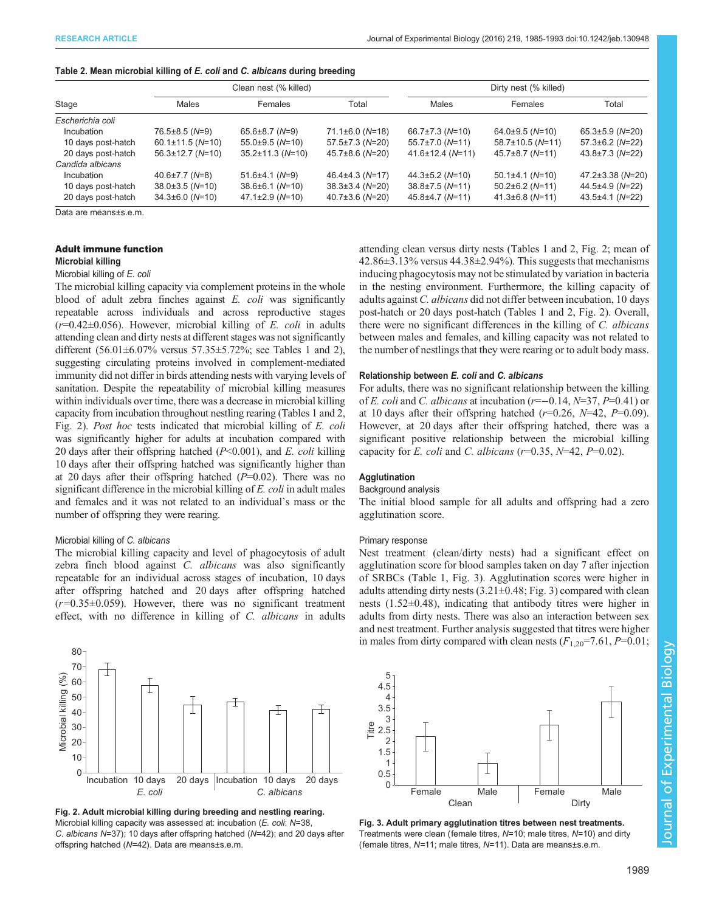**Table 2. Mean microbial killing of *E. coli* and *C. albicans* during breeding**

| Stage | Clean nest (% killed) | | | Dirty nest (% killed) | | |
|---|---|---|---|---|---|---|
| | Males | Females | Total | Males | Females | Total |
| *Escherichia coli* | | | | | | |
| Incubation | 76.5±8.5 (*N*=9) | 65.6±8.7 (*N*=9) | 71.1±6.0 (*N*=18) | 66.7±7.3 (*N*=10) | 64.0±9.5 (*N*=10) | 65.3±5.9 (*N*=20) |
| 10 days post-hatch | 60.1±11.5 (*N*=10) | 55.0±9.5 (*N*=10) | 57.5±7.3 (*N*=20) | 55.7±7.0 (*N*=11) | 58.7±10.5 (*N*=11) | 57.3±6.2 (*N*=22) |
| 20 days post-hatch | 56.3±12.7 (*N*=10) | 35.2±11.3 (*N*=10) | 45.7±8.6 (*N*=20) | 41.6±12.4 (*N*=11) | 45.7±8.7 (*N*=11) | 43.8±7.3 (*N*=22) |
| *Candida albicans* | | | | | | |
| Incubation | 40.6±7.7 (*N*=8) | 51.6±4.1 (*N*=9) | 46.4±4.3 (*N*=17) | 44.3±5.2 (*N*=10) | 50.1±4.1 (*N*=10) | 47.2±3.38 (*N*=20) |
| 10 days post-hatch | 38.0±3.5 (*N*=10) | 38.6±6.1 (*N*=10) | 38.3±3.4 (*N*=20) | 38.8±7.5 (*N*=11) | 50.2±6.2 (*N*=11) | 44.5±4.9 (*N*=22) |
| 20 days post-hatch | 34.3±6.0 (*N*=10) | 47.1±2.9 (*N*=10) | 40.7±3.6 (*N*=20) | 45.8±4.7 (*N*=11) | 41.3±6.8 (*N*=11) | 43.5±4.1 (*N*=22) |

Data are means±s.e.m.

### Adult immune function

#### Microbial killing

##### Microbial killing of *E. coli*

The microbial killing capacity via complement proteins in the whole blood of adult zebra finches against *E. coli* was significantly repeatable across individuals and across reproductive stages ($r$=0.42±0.056). However, microbial killing of *E. coli* in adults attending clean and dirty nests at different stages was not significantly different (56.01±6.07% versus 57.35±5.72%; see Tables 1 and 2), suggesting circulating proteins involved in complement-mediated immunity did not differ in birds attending nests with varying levels of sanitation. Despite the repeatability of microbial killing measures within individuals over time, there was a decrease in microbial killing capacity from incubation throughout nestling rearing (Tables 1 and 2, Fig. 2). *Post hoc* tests indicated that microbial killing of *E. coli* was significantly higher for adults at incubation compared with 20 days after their offspring hatched ($P$<0.001), and *E. coli* killing 10 days after their offspring hatched was significantly higher than at 20 days after their offspring hatched ($P$=0.02). There was no significant difference in the microbial killing of *E. coli* in adult males and females and it was not related to an individual's mass or the number of offspring they were rearing.

##### Microbial killing of *C. albicans*

The microbial killing capacity and level of phagocytosis of adult zebra finch blood against *C. albicans* was also significantly repeatable for an individual across stages of incubation, 10 days after offspring hatched and 20 days after offspring hatched ($r$=0.35±0.059). However, there was no significant treatment effect, with no difference in killing of *C. albicans* in adults attending clean versus dirty nests (Tables 1 and 2, Fig. 2; mean of 42.86±3.13% versus 44.38±2.94%). This suggests that mechanisms inducing phagocytosis may not be stimulated by variation in bacteria in the nesting environment. Furthermore, the killing capacity of adults against *C. albicans* did not differ between incubation, 10 days post-hatch or 20 days post-hatch (Tables 1 and 2, Fig. 2). Overall, there were no significant differences in the killing of *C. albicans* between males and females, and killing capacity was not related to the number of nestlings that they were rearing or to adult body mass.

**Fig. 2. Adult microbial killing during breeding and nestling rearing.** Microbial killing capacity was assessed at: incubation (*E. coli*: $N$=38, *C. albicans* $N$=37); 10 days after offspring hatched ($N$=42); and 20 days after offspring hatched ($N$=42). Data are means±s.e.m.

#### Relationship between *E. coli* and *C. albicans*

For adults, there was no significant relationship between the killing of *E. coli* and *C. albicans* at incubation ($r$=−0.14, $N$=37, $P$=0.41) or at 10 days after their offspring hatched ($r$=0.26, $N$=42, $P$=0.09). However, at 20 days after their offspring hatched, there was a significant positive relationship between the microbial killing capacity for *E. coli* and *C. albicans* ($r$=0.35, $N$=42, $P$=0.02).

#### Agglutination

##### Background analysis

The initial blood sample for all adults and offspring had a zero agglutination score.

##### Primary response

Nest treatment (clean/dirty nests) had a significant effect on agglutination score for blood samples taken on day 7 after injection of SRBCs (Table 1, Fig. 3). Agglutination scores were higher in adults attending dirty nests (3.21±0.48; Fig. 3) compared with clean nests (1.52±0.48), indicating that antibody titres were higher in adults from dirty nests. There was also an interaction between sex and nest treatment. Further analysis suggested that titres were higher in males from dirty compared with clean nests ($F_{1,20}$=7.61, $P$=0.01;

**Fig. 3. Adult primary agglutination titres between nest treatments.** Treatments were clean (female titres, $N$=10; male titres, $N$=10) and dirty (female titres, $N$=11; male titres, $N$=11). Data are means±s.e.m.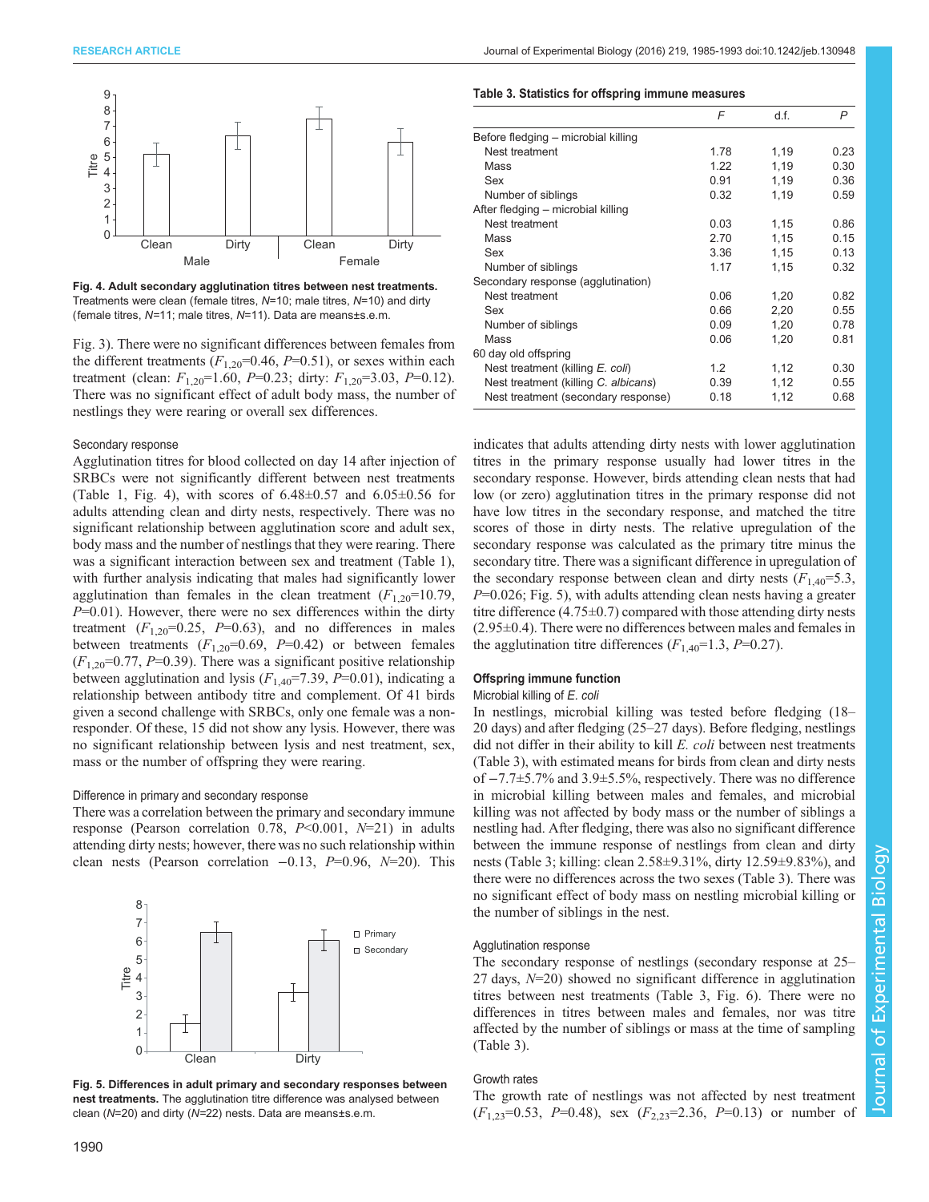Fig. 4. Adult secondary agglutination titres between nest treatments. Treatments were clean (female titres, $N$=10; male titres, $N$=10) and dirty (female titres, $N$=11; male titres, $N$=11). Data are means±s.e.m.

Fig. 3). There were no significant differences between females from the different treatments ($F_{1,20}$=0.46, $P$=0.51), or sexes within each treatment (clean: $F_{1,20}$=1.60, $P$=0.23; dirty: $F_{1,20}$=3.03, $P$=0.12). There was no significant effect of adult body mass, the number of nestlings they were rearing or overall sex differences.

### Secondary response

Agglutination titres for blood collected on day 14 after injection of SRBCs were not significantly different between nest treatments (Table 1, Fig. 4), with scores of 6.48±0.57 and 6.05±0.56 for adults attending clean and dirty nests, respectively. There was no significant relationship between agglutination score and adult sex, body mass and the number of nestlings that they were rearing. There was a significant interaction between sex and treatment (Table 1), with further analysis indicating that males had significantly lower agglutination than females in the clean treatment ($F_{1,20}$=10.79, $P$=0.01). However, there were no sex differences within the dirty treatment ($F_{1,20}$=0.25, $P$=0.63), and no differences in males between treatments ($F_{1,20}$=0.69, $P$=0.42) or between females ($F_{1,20}$=0.77, $P$=0.39). There was a significant positive relationship between agglutination and lysis ($F_{1,40}$=7.39, $P$=0.01), indicating a relationship between antibody titre and complement. Of 41 birds given a second challenge with SRBCs, only one female was a non-responder. Of these, 15 did not show any lysis. However, there was no significant relationship between lysis and nest treatment, sex, mass or the number of offspring they were rearing.

### Difference in primary and secondary response

There was a correlation between the primary and secondary immune response (Pearson correlation 0.78, $P$<0.001, $N$=21) in adults attending dirty nests; however, there was no such relationship within clean nests (Pearson correlation −0.13, $P$=0.96, $N$=20). This indicates that adults attending dirty nests with lower agglutination titres in the primary response usually had lower titres in the secondary response. However, birds attending clean nests that had low (or zero) agglutination titres in the primary response did not have low titres in the secondary response, and matched the titre scores of those in dirty nests. The relative upregulation of the secondary response was calculated as the primary titre minus the secondary titre. There was a significant difference in upregulation of the secondary response between clean and dirty nests ($F_{1,40}$=5.3, $P$=0.026; Fig. 5), with adults attending clean nests having a greater titre difference (4.75±0.7) compared with those attending dirty nests (2.95±0.4). There were no differences between males and females in the agglutination titre differences ($F_{1,40}$=1.3, $P$=0.27).

Fig. 5. Differences in adult primary and secondary responses between nest treatments. The agglutination titre difference was analysed between clean ($N$=20) and dirty ($N$=22) nests. Data are means±s.e.m.

**Table 3. Statistics for offspring immune measures**

| | F | d.f. | P |
|---|---|---|---|
| Before fledging – microbial killing | | | |
| Nest treatment | 1.78 | 1,19 | 0.23 |
| Mass | 1.22 | 1,19 | 0.30 |
| Sex | 0.91 | 1,19 | 0.36 |
| Number of siblings | 0.32 | 1,19 | 0.59 |
| After fledging – microbial killing | | | |
| Nest treatment | 0.03 | 1,15 | 0.86 |
| Mass | 2.70 | 1,15 | 0.15 |
| Sex | 3.36 | 1,15 | 0.13 |
| Number of siblings | 1.17 | 1,15 | 0.32 |
| Secondary response (agglutination) | | | |
| Nest treatment | 0.06 | 1,20 | 0.82 |
| Sex | 0.66 | 2,20 | 0.55 |
| Number of siblings | 0.09 | 1,20 | 0.78 |
| Mass | 0.06 | 1,20 | 0.81 |
| 60 day old offspring | | | |
| Nest treatment (killing *E. coli*) | 1.2 | 1,12 | 0.30 |
| Nest treatment (killing *C. albicans*) | 0.39 | 1,12 | 0.55 |
| Nest treatment (secondary response) | 0.18 | 1,12 | 0.68 |

## Offspring immune function

### Microbial killing of *E. coli*

In nestlings, microbial killing was tested before fledging (18–20 days) and after fledging (25–27 days). Before fledging, nestlings did not differ in their ability to kill *E. coli* between nest treatments (Table 3), with estimated means for birds from clean and dirty nests of −7.7±5.7% and 3.9±5.5%, respectively. There was no difference in microbial killing between males and females, and microbial killing was not affected by body mass or the number of siblings a nestling had. After fledging, there was also no significant difference between the immune response of nestlings from clean and dirty nests (Table 3; killing: clean 2.58±9.31%, dirty 12.59±9.83%), and there were no differences across the two sexes (Table 3). There was no significant effect of body mass on nestling microbial killing or the number of siblings in the nest.

### Agglutination response

The secondary response of nestlings (secondary response at 25–27 days, $N$=20) showed no significant difference in agglutination titres between nest treatments (Table 3, Fig. 6). There were no differences in titres between males and females, nor was titre affected by the number of siblings or mass at the time of sampling (Table 3).

### Growth rates

The growth rate of nestlings was not affected by nest treatment ($F_{1,23}$=0.53, $P$=0.48), sex ($F_{2,23}$=2.36, $P$=0.13) or number of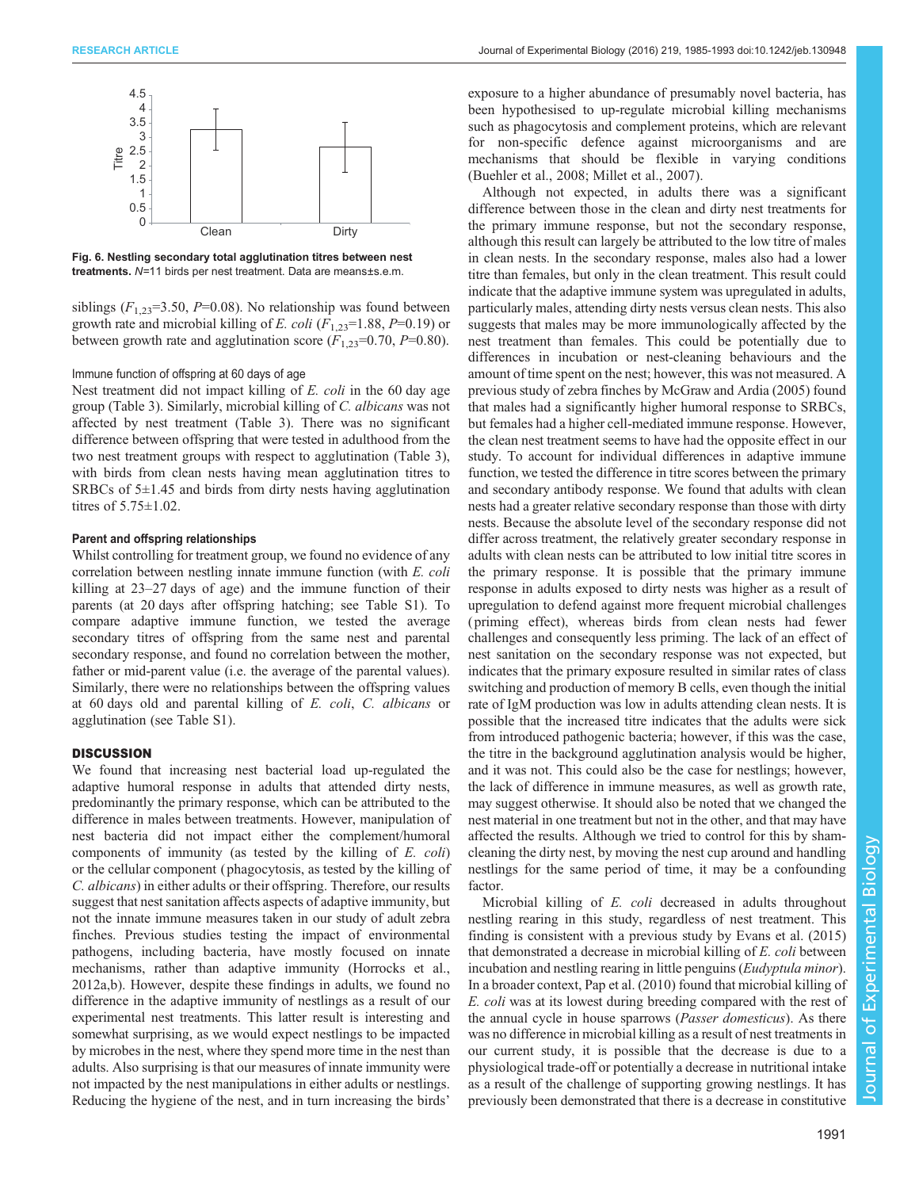Fig. 6. Nestling secondary total agglutination titres between nest treatments. $N$=11 birds per nest treatment. Data are means±s.e.m.

siblings ($F_{1,23}$=3.50, $P$=0.08). No relationship was found between growth rate and microbial killing of *E. coli* ($F_{1,23}$=1.88, $P$=0.19) or between growth rate and agglutination score ($F_{1,23}$=0.70, $P$=0.80).

### Immune function of offspring at 60 days of age

Nest treatment did not impact killing of *E. coli* in the 60 day age group (Table 3). Similarly, microbial killing of *C. albicans* was not affected by nest treatment (Table 3). There was no significant difference between offspring that were tested in adulthood from the two nest treatment groups with respect to agglutination (Table 3), with birds from clean nests having mean agglutination titres to SRBCs of 5±1.45 and birds from dirty nests having agglutination titres of 5.75±1.02.

### Parent and offspring relationships

Whilst controlling for treatment group, we found no evidence of any correlation between nestling innate immune function (with *E. coli* killing at 23–27 days of age) and the immune function of their parents (at 20 days after offspring hatching; see Table S1). To compare adaptive immune function, we tested the average secondary titres of offspring from the same nest and parental secondary response, and found no correlation between the mother, father or mid-parent value (i.e. the average of the parental values). Similarly, there were no relationships between the offspring values at 60 days old and parental killing of *E. coli*, *C. albicans* or agglutination (see Table S1).

## DISCUSSION

We found that increasing nest bacterial load up-regulated the adaptive humoral response in adults that attended dirty nests, predominantly the primary response, which can be attributed to the difference in males between treatments. However, manipulation of nest bacteria did not impact either the complement/humoral components of immunity (as tested by the killing of *E. coli*) or the cellular component (phagocytosis, as tested by the killing of *C. albicans*) in either adults or their offspring. Therefore, our results suggest that nest sanitation affects aspects of adaptive immunity, but not the innate immune measures taken in our study of adult zebra finches. Previous studies testing the impact of environmental pathogens, including bacteria, have mostly focused on innate mechanisms, rather than adaptive immunity (Horrocks et al., 2012a,b). However, despite these findings in adults, we found no difference in the adaptive immunity of nestlings as a result of our experimental nest treatments. This latter result is interesting and somewhat surprising, as we would expect nestlings to be impacted by microbes in the nest, where they spend more time in the nest than adults. Also surprising is that our measures of innate immunity were not impacted by the nest manipulations in either adults or nestlings. Reducing the hygiene of the nest, and in turn increasing the birds' exposure to a higher abundance of presumably novel bacteria, has been hypothesised to up-regulate microbial killing mechanisms such as phagocytosis and complement proteins, which are relevant for non-specific defence against microorganisms and are mechanisms that should be flexible in varying conditions (Buehler et al., 2008; Millet et al., 2007).

Although not expected, in adults there was a significant difference between those in the clean and dirty nest treatments for the primary immune response, but not the secondary response, although this result can largely be attributed to the low titre of males in clean nests. In the secondary response, males also had a lower titre than females, but only in the clean treatment. This result could indicate that the adaptive immune system was upregulated in adults, particularly males, attending dirty nests versus clean nests. This also suggests that males may be more immunologically affected by the nest treatment than females. This could be potentially due to differences in incubation or nest-cleaning behaviours and the amount of time spent on the nest; however, this was not measured. A previous study of zebra finches by McGraw and Ardia (2005) found that males had a significantly higher humoral response to SRBCs, but females had a higher cell-mediated immune response. However, the clean nest treatment seems to have had the opposite effect in our study. To account for individual differences in adaptive immune function, we tested the difference in titre scores between the primary and secondary antibody response. We found that adults with clean nests had a greater relative secondary response than those with dirty nests. Because the absolute level of the secondary response did not differ across treatment, the relatively greater secondary response in adults with clean nests can be attributed to low initial titre scores in the primary response. It is possible that the primary immune response in adults exposed to dirty nests was higher as a result of upregulation to defend against more frequent microbial challenges (priming effect), whereas birds from clean nests had fewer challenges and consequently less priming. The lack of an effect of nest sanitation on the secondary response was not expected, but indicates that the primary exposure resulted in similar rates of class switching and production of memory B cells, even though the initial rate of IgM production was low in adults attending clean nests. It is possible that the increased titre indicates that the adults were sick from introduced pathogenic bacteria; however, if this was the case, the titre in the background agglutination analysis would be higher, and it was not. This could also be the case for nestlings; however, the lack of difference in immune measures, as well as growth rate, may suggest otherwise. It should also be noted that we changed the nest material in one treatment but not in the other, and that may have affected the results. Although we tried to control for this by sham-cleaning the dirty nest, by moving the nest cup around and handling nestlings for the same period of time, it may be a confounding factor.

Microbial killing of *E. coli* decreased in adults throughout nestling rearing in this study, regardless of nest treatment. This finding is consistent with a previous study by Evans et al. (2015) that demonstrated a decrease in microbial killing of *E. coli* between incubation and nestling rearing in little penguins (*Eudyptula minor*). In a broader context, Pap et al. (2010) found that microbial killing of *E. coli* was at its lowest during breeding compared with the rest of the annual cycle in house sparrows (*Passer domesticus*). As there was no difference in microbial killing as a result of nest treatments in our current study, it is possible that the decrease is due to a physiological trade-off or potentially a decrease in nutritional intake as a result of the challenge of supporting growing nestlings. It has previously been demonstrated that there is a decrease in constitutive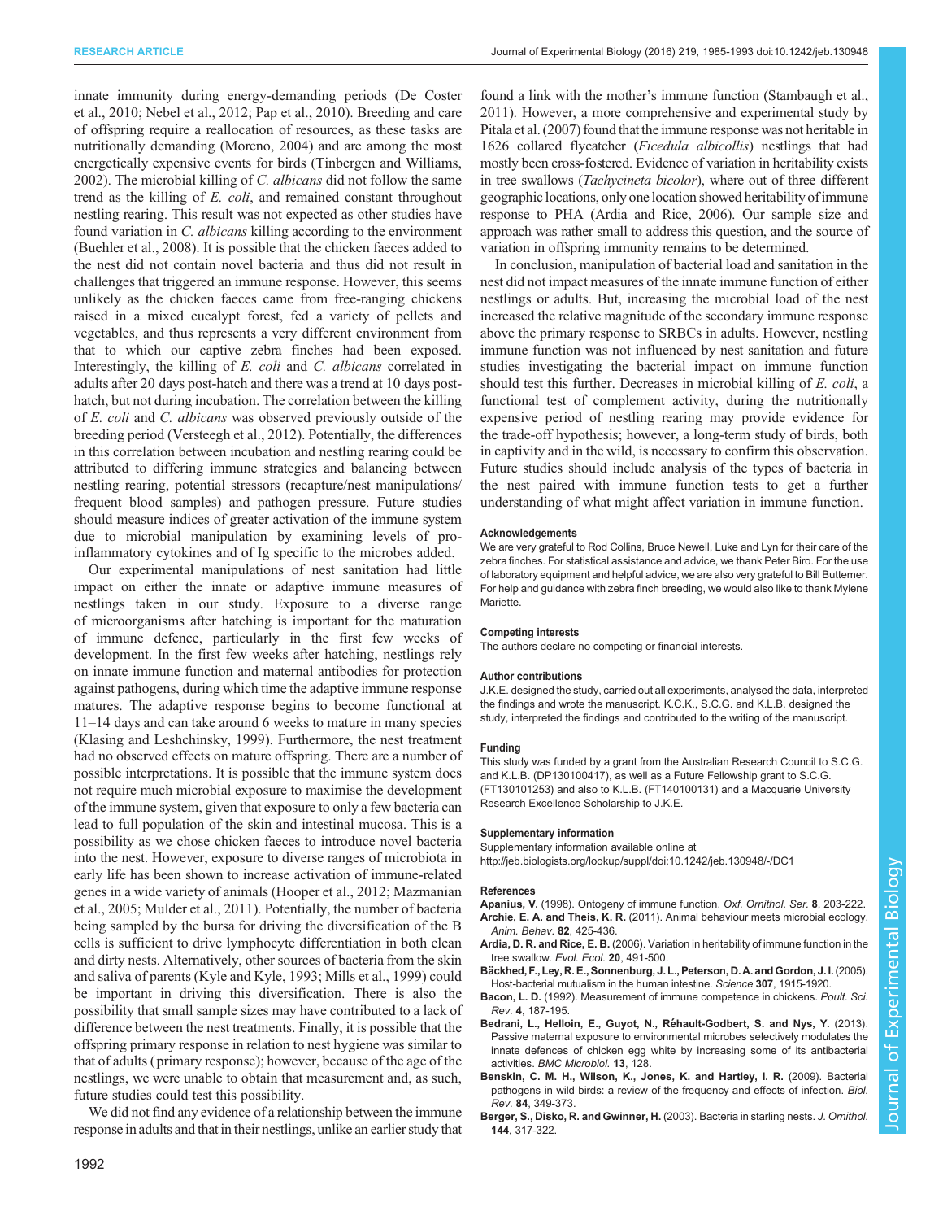innate immunity during energy-demanding periods (De Coster et al., 2010; Nebel et al., 2012; Pap et al., 2010). Breeding and care of offspring require a reallocation of resources, as these tasks are nutritionally demanding (Moreno, 2004) and are among the most energetically expensive events for birds (Tinbergen and Williams, 2002). The microbial killing of *C. albicans* did not follow the same trend as the killing of *E. coli*, and remained constant throughout nestling rearing. This result was not expected as other studies have found variation in *C. albicans* killing according to the environment (Buehler et al., 2008). It is possible that the chicken faeces added to the nest did not contain novel bacteria and thus did not result in challenges that triggered an immune response. However, this seems unlikely as the chicken faeces came from free-ranging chickens raised in a mixed eucalypt forest, fed a variety of pellets and vegetables, and thus represents a very different environment from that to which our captive zebra finches had been exposed. Interestingly, the killing of *E. coli* and *C. albicans* correlated in adults after 20 days post-hatch and there was a trend at 10 days post-hatch, but not during incubation. The correlation between the killing of *E. coli* and *C. albicans* was observed previously outside of the breeding period (Versteegh et al., 2012). Potentially, the differences in this correlation between incubation and nestling rearing could be attributed to differing immune strategies and balancing between nestling rearing, potential stressors (recapture/nest manipulations/frequent blood samples) and pathogen pressure. Future studies should measure indices of greater activation of the immune system due to microbial manipulation by examining levels of pro-inflammatory cytokines and of Ig specific to the microbes added.

Our experimental manipulations of nest sanitation had little impact on either the innate or adaptive immune measures of nestlings taken in our study. Exposure to a diverse range of microorganisms after hatching is important for the maturation of immune defence, particularly in the first few weeks of development. In the first few weeks after hatching, nestlings rely on innate immune function and maternal antibodies for protection against pathogens, during which time the adaptive immune response matures. The adaptive response begins to become functional at 11–14 days and can take around 6 weeks to mature in many species (Klasing and Leshchinsky, 1999). Furthermore, the nest treatment had no observed effects on mature offspring. There are a number of possible interpretations. It is possible that the immune system does not require much microbial exposure to maximise the development of the immune system, given that exposure to only a few bacteria can lead to full population of the skin and intestinal mucosa. This is a possibility as we chose chicken faeces to introduce novel bacteria into the nest. However, exposure to diverse ranges of microbiota in early life has been shown to increase activation of immune-related genes in a wide variety of animals (Hooper et al., 2012; Mazmanian et al., 2005; Mulder et al., 2011). Potentially, the number of bacteria being sampled by the bursa for driving the diversification of the B cells is sufficient to drive lymphocyte differentiation in both clean and dirty nests. Alternatively, other sources of bacteria from the skin and saliva of parents (Kyle and Kyle, 1993; Mills et al., 1999) could be important in driving this diversification. There is also the possibility that small sample sizes may have contributed to a lack of difference between the nest treatments. Finally, it is possible that the offspring primary response in relation to nest hygiene was similar to that of adults (primary response); however, because of the age of the nestlings, we were unable to obtain that measurement and, as such, future studies could test this possibility.

We did not find any evidence of a relationship between the immune response in adults and that in their nestlings, unlike an earlier study that found a link with the mother's immune function (Stambaugh et al., 2011). However, a more comprehensive and experimental study by Pitala et al. (2007) found that the immune response was not heritable in 1626 collared flycatcher (*Ficedula albicollis*) nestlings that had mostly been cross-fostered. Evidence of variation in heritability exists in tree swallows (*Tachycineta bicolor*), where out of three different geographic locations, only one location showed heritability of immune response to PHA (Ardia and Rice, 2006). Our sample size and approach was rather small to address this question, and the source of variation in offspring immunity remains to be determined.

In conclusion, manipulation of bacterial load and sanitation in the nest did not impact measures of the innate immune function of either nestlings or adults. But, increasing the microbial load of the nest increased the relative magnitude of the secondary immune response above the primary response to SRBCs in adults. However, nestling immune function was not influenced by nest sanitation and future studies investigating the bacterial impact on immune function should test this further. Decreases in microbial killing of *E. coli*, a functional test of complement activity, during the nutritionally expensive period of nestling rearing may provide evidence for the trade-off hypothesis; however, a long-term study of birds, both in captivity and in the wild, is necessary to confirm this observation. Future studies should include analysis of the types of bacteria in the nest paired with immune function tests to get a further understanding of what might affect variation in immune function.

#### Acknowledgements

We are very grateful to Rod Collins, Bruce Newell, Luke and Lyn for their care of the zebra finches. For statistical assistance and advice, we thank Peter Biro. For the use of laboratory equipment and helpful advice, we are also very grateful to Bill Buttemer. For help and guidance with zebra finch breeding, we would also like to thank Mylene Mariette.

#### Competing interests

The authors declare no competing or financial interests.

#### Author contributions

J.K.E. designed the study, carried out all experiments, analysed the data, interpreted the findings and wrote the manuscript. K.C.K., S.C.G. and K.L.B. designed the study, interpreted the findings and contributed to the writing of the manuscript.

#### Funding

This study was funded by a grant from the Australian Research Council to S.C.G. and K.L.B. (DP130100417), as well as a Future Fellowship grant to S.C.G. (FT130101253) and also to K.L.B. (FT140100131) and a Macquarie University Research Excellence Scholarship to J.K.E.

#### Supplementary information

Supplementary information available online at
http://jeb.biologists.org/lookup/suppl/doi:10.1242/jeb.130948/-/DC1

#### References

**Apanius, V.** (1998). Ontogeny of immune function. *Oxf. Ornithol. Ser.* **8**, 203-222.

**Archie, E. A. and Theis, K. R.** (2011). Animal behaviour meets microbial ecology. *Anim. Behav.* **82**, 425-436.

**Ardia, D. R. and Rice, E. B.** (2006). Variation in heritability of immune function in the tree swallow. *Evol. Ecol.* **20**, 491-500.

**Bäckhed, F., Ley, R. E., Sonnenburg, J. L., Peterson, D. A. and Gordon, J. I.** (2005). Host-bacterial mutualism in the human intestine. *Science* **307**, 1915-1920.

**Bacon, L. D.** (1992). Measurement of immune competence in chickens. *Poult. Sci. Rev.* **4**, 187-195.

**Bedrani, L., Helloin, E., Guyot, N., Réhault-Godbert, S. and Nys, Y.** (2013). Passive maternal exposure to environmental microbes selectively modulates the innate defences of chicken egg white by increasing some of its antibacterial activities. *BMC Microbiol.* **13**, 128.

**Benskin, C. M. H., Wilson, K., Jones, K. and Hartley, I. R.** (2009). Bacterial pathogens in wild birds: a review of the frequency and effects of infection. *Biol. Rev.* **84**, 349-373.

**Berger, S., Disko, R. and Gwinner, H.** (2003). Bacteria in starling nests. *J. Ornithol.* **144**, 317-322.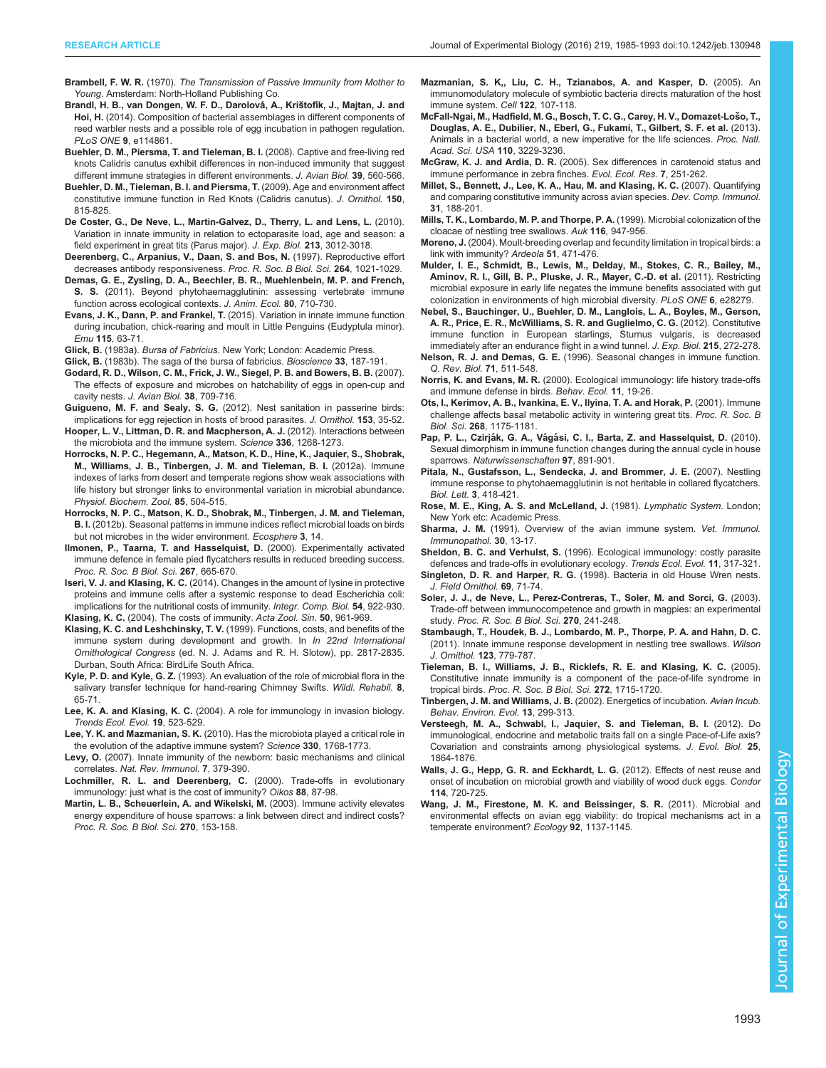**Brambell, F. W. R.** (1970). *The Transmission of Passive Immunity from Mother to Young*. Amsterdam: North-Holland Publishing Co.

**Brandl, H. B., van Dongen, W. F. D., Darolová, A., Krištofík, J., Majtan, J. and Hoi, H.** (2014). Composition of bacterial assemblages in different components of reed warbler nests and a possible role of egg incubation in pathogen regulation. *PLoS ONE* **9**, e114861.

**Buehler, D. M., Piersma, T. and Tieleman, B. I.** (2008). Captive and free-living red knots Calidris canutus exhibit differences in non-induced immunity that suggest different immune strategies in different environments. *J. Avian Biol.* **39**, 560-566.

**Buehler, D. M., Tieleman, B. I. and Piersma, T.** (2009). Age and environment affect constitutive immune function in Red Knots (Calidris canutus). *J. Ornithol.* **150**, 815-825.

**De Coster, G., De Neve, L., Martin-Galvez, D., Therry, L. and Lens, L.** (2010). Variation in innate immunity in relation to ectoparasite load, age and season: a field experiment in great tits (Parus major). *J. Exp. Biol.* **213**, 3012-3018.

**Deerenberg, C., Arpanius, V., Daan, S. and Bos, N.** (1997). Reproductive effort decreases antibody responsiveness. *Proc. R. Soc. B Biol. Sci.* **264**, 1021-1029.

**Demas, G. E., Zysling, D. A., Beechler, B. R., Muehlenbein, M. P. and French, S. S.** (2011). Beyond phytohaemagglutinin: assessing vertebrate immune function across ecological contexts. *J. Anim. Ecol.* **80**, 710-730.

**Evans, J. K., Dann, P. and Frankel, T.** (2015). Variation in innate immune function during incubation, chick-rearing and moult in Little Penguins (Eudyptula minor). *Emu* **115**, 63-71.

**Glick, B.** (1983a). *Bursa of Fabricius*. New York; London: Academic Press.

**Glick, B.** (1983b). The saga of the bursa of fabricius. *Bioscience* **33**, 187-191.

**Godard, R. D., Wilson, C. M., Frick, J. W., Siegel, P. B. and Bowers, B. B.** (2007). The effects of exposure and microbes on hatchability of eggs in open-cup and cavity nests. *J. Avian Biol.* **38**, 709-716.

**Guigueno, M. F. and Sealy, S. G.** (2012). Nest sanitation in passerine birds: implications for egg rejection in hosts of brood parasites. *J. Ornithol.* **153**, 35-52.

**Hooper, L. V., Littman, D. R. and Macpherson, A. J.** (2012). Interactions between the microbiota and the immune system. *Science* **336**, 1268-1273.

**Horrocks, N. P. C., Hegemann, A., Matson, K. D., Hine, K., Jaquier, S., Shobrak, M., Williams, J. B., Tinbergen, J. M. and Tieleman, B. I.** (2012a). Immune indexes of larks from desert and temperate regions show weak associations with life history but stronger links to environmental variation in microbial abundance. *Physiol. Biochem. Zool.* **85**, 504-515.

**Horrocks, N. P. C., Matson, K. D., Shobrak, M., Tinbergen, J. M. and Tieleman, B. I.** (2012b). Seasonal patterns in immune indices reflect microbial loads on birds but not microbes in the wider environment. *Ecosphere* **3**, 14.

**Ilmonen, P., Taarna, T. and Hasselquist, D.** (2000). Experimentally activated immune defence in female pied flycatchers results in reduced breeding success. *Proc. R. Soc. B Biol. Sci.* **267**, 665-670.

**Iseri, V. J. and Klasing, K. C.** (2014). Changes in the amount of lysine in protective proteins and immune cells after a systemic response to dead Escherichia coli: implications for the nutritional costs of immunity. *Integr. Comp. Biol.* **54**, 922-930.

**Klasing, K. C.** (2004). The costs of immunity. *Acta Zool. Sin.* **50**, 961-969.

**Klasing, K. C. and Leshchinsky, T. V.** (1999). Functions, costs, and benefits of the immune system during development and growth. In *In 22nd International Ornithological Congress* (ed. N. J. Adams and R. H. Slotow), pp. 2817-2835. Durban, South Africa: BirdLife South Africa.

**Kyle, P. D. and Kyle, G. Z.** (1993). An evaluation of the role of microbial flora in the salivary transfer technique for hand-rearing Chimney Swifts. *Wildl. Rehabil.* **8**, 65-71.

**Lee, K. A. and Klasing, K. C.** (2004). A role for immunology in invasion biology. *Trends Ecol. Evol.* **19**, 523-529.

**Lee, Y. K. and Mazmanian, S. K.** (2010). Has the microbiota played a critical role in the evolution of the adaptive immune system? *Science* **330**, 1768-1773.

**Levy, O.** (2007). Innate immunity of the newborn: basic mechanisms and clinical correlates. *Nat. Rev. Immunol.* **7**, 379-390.

**Lochmiller, R. L. and Deerenberg, C.** (2000). Trade-offs in evolutionary immunology: just what is the cost of immunity? *Oikos* **88**, 87-98.

**Martin, L. B., Scheuerlein, A. and Wikelski, M.** (2003). Immune activity elevates energy expenditure of house sparrows: a link between direct and indirect costs? *Proc. R. Soc. B Biol. Sci.* **270**, 153-158.

**Mazmanian, S. K,, Liu, C. H., Tzianabos, A. and Kasper, D.** (2005). An immunomodulatory molecule of symbiotic bacteria directs maturation of the host immune system. *Cell* **122**, 107-118.

**McFall-Ngai, M., Hadfield, M. G., Bosch, T. C. G., Carey, H. V., Domazet-Lošo, T., Douglas, A. E., Dubilier, N., Eberl, G., Fukami, T., Gilbert, S. F. et al.** (2013). Animals in a bacterial world, a new imperative for the life sciences. *Proc. Natl. Acad. Sci. USA* **110**, 3229-3236.

**McGraw, K. J. and Ardia, D. R.** (2005). Sex differences in carotenoid status and immune performance in zebra finches. *Evol. Ecol. Res.* **7**, 251-262.

**Millet, S., Bennett, J., Lee, K. A., Hau, M. and Klasing, K. C.** (2007). Quantifying and comparing constitutive immunity across avian species. *Dev. Comp. Immunol.* **31**, 188-201.

**Mills, T. K., Lombardo, M. P. and Thorpe, P. A.** (1999). Microbial colonization of the cloacae of nestling tree swallows. *Auk* **116**, 947-956.

**Moreno, J.** (2004). Moult-breeding overlap and fecundity limitation in tropical birds: a link with immunity? *Ardeola* **51**, 471-476.

**Mulder, I. E., Schmidt, B., Lewis, M., Delday, M., Stokes, C. R., Bailey, M., Aminov, R. I., Gill, B. P., Pluske, J. R., Mayer, C.-D. et al.** (2011). Restricting microbial exposure in early life negates the immune benefits associated with gut colonization in environments of high microbial diversity. *PLoS ONE* **6**, e28279.

**Nebel, S., Bauchinger, U., Buehler, D. M., Langlois, L. A., Boyles, M., Gerson, A. R., Price, E. R., McWilliams, S. R. and Guglielmo, C. G.** (2012). Constitutive immune function in European starlings, Sturnus vulgaris, is decreased immediately after an endurance flight in a wind tunnel. *J. Exp. Biol.* **215**, 272-278.

**Nelson, R. J. and Demas, G. E.** (1996). Seasonal changes in immune function. *Q. Rev. Biol.* **71**, 511-548.

**Norris, K. and Evans, M. R.** (2000). Ecological immunology: life history trade-offs and immune defense in birds. *Behav. Ecol.* **11**, 19-26.

**Ots, I., Kerimov, A. B., Ivankina, E. V., Ilyina, T. A. and Horak, P.** (2001). Immune challenge affects basal metabolic activity in wintering great tits. *Proc. R. Soc. B Biol. Sci.* **268**, 1175-1181.

**Pap, P. L., Czirják, G. A., Vágási, C. I., Barta, Z. and Hasselquist, D.** (2010). Sexual dimorphism in immune function changes during the annual cycle in house sparrows. *Naturwissenschaften* **97**, 891-901.

**Pitala, N., Gustafsson, L., Sendecka, J. and Brommer, J. E.** (2007). Nestling immune response to phytohaemagglutinin is not heritable in collared flycatchers. *Biol. Lett.* **3**, 418-421.

**Rose, M. E., King, A. S. and McLelland, J.** (1981). *Lymphatic System*. London; New York etc: Academic Press.

**Sharma, J. M.** (1991). Overview of the avian immune system. *Vet. Immunol. Immunopathol.* **30**, 13-17.

**Sheldon, B. C. and Verhulst, S.** (1996). Ecological immunology: costly parasite defences and trade-offs in evolutionary ecology. *Trends Ecol. Evol.* **11**, 317-321.

**Singleton, D. R. and Harper, R. G.** (1998). Bacteria in old House Wren nests. *J. Field Ornithol.* **69**, 71-74.

**Soler, J. J., de Neve, L., Perez-Contreras, T., Soler, M. and Sorci, G.** (2003). Trade-off between immunocompetence and growth in magpies: an experimental study. *Proc. R. Soc. B Biol. Sci.* **270**, 241-248.

**Stambaugh, T., Houdek, B. J., Lombardo, M. P., Thorpe, P. A. and Hahn, D. C.** (2011). Innate immune response development in nestling tree swallows. *Wilson J. Ornithol.* **123**, 779-787.

**Tieleman, B. I., Williams, J. B., Ricklefs, R. E. and Klasing, K. C.** (2005). Constitutive innate immunity is a component of the pace-of-life syndrome in tropical birds. *Proc. R. Soc. B Biol. Sci.* **272**, 1715-1720.

**Tinbergen, J. M. and Williams, J. B.** (2002). Energetics of incubation. *Avian Incub. Behav. Environ. Evol.* **13**, 299-313.

**Versteegh, M. A., Schwabl, I., Jaquier, S. and Tieleman, B. I.** (2012). Do immunological, endocrine and metabolic traits fall on a single Pace-of-Life axis? Covariation and constraints among physiological systems. *J. Evol. Biol.* **25**, 1864-1876.

**Walls, J. G., Hepp, G. R. and Eckhardt, L. G.** (2012). Effects of nest reuse and onset of incubation on microbial growth and viability of wood duck eggs. *Condor* **114**, 720-725.

**Wang, J. M., Firestone, M. K. and Beissinger, S. R.** (2011). Microbial and environmental effects on avian egg viability: do tropical mechanisms act in a temperate environment? *Ecology* **92**, 1137-1145.